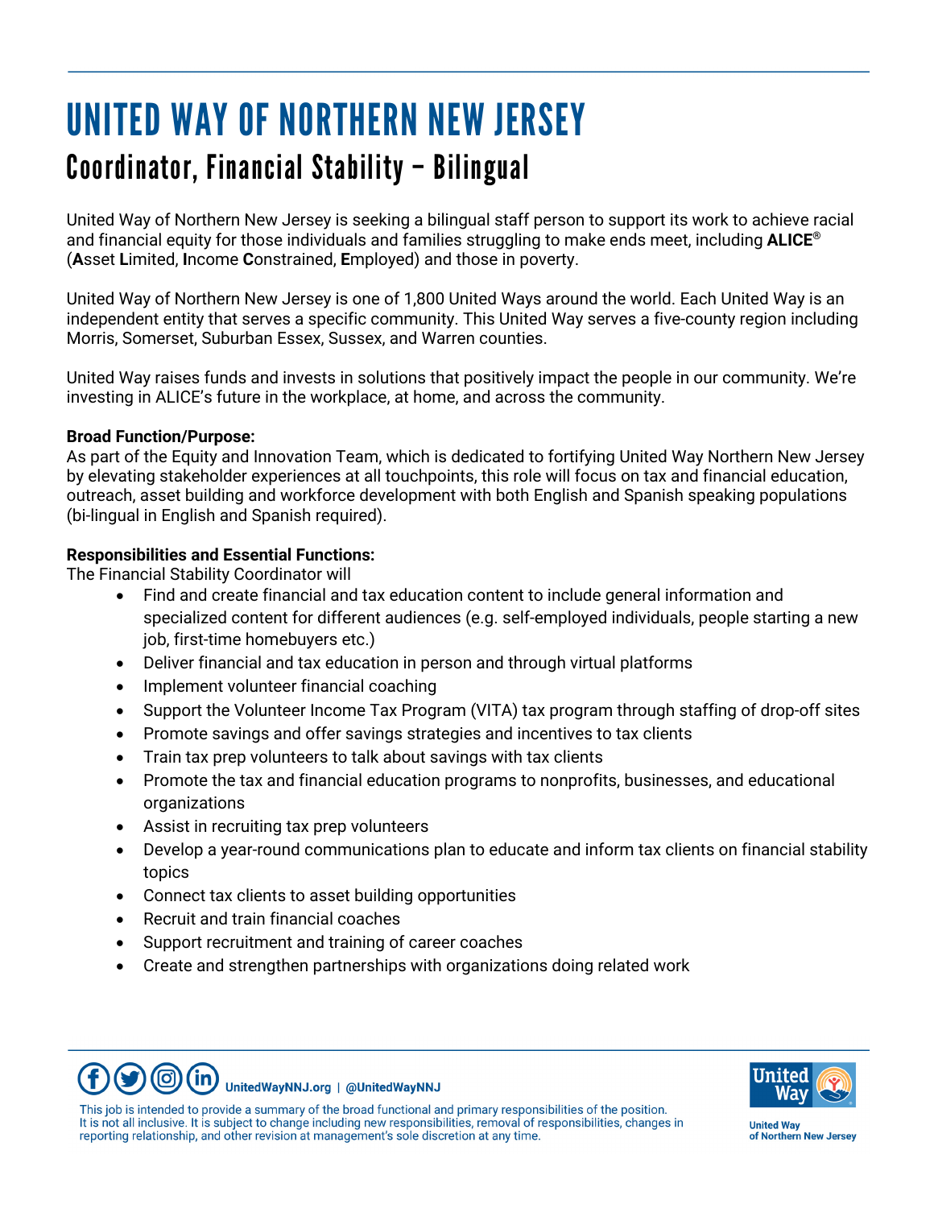# UNITED WAY OF NORTHERN NEW JERSEY

## Coordinator, Financial Stability – Bilingual

United Way of Northern New Jersey is seeking a bilingual staff person to support its work to achieve racial and financial equity for those individuals and families struggling to make ends meet, including **ALICE**® (**A**sset **L**imited, **I**ncome **C**onstrained, **E**mployed) and those in poverty.

United Way of Northern New Jersey is one of 1,800 United Ways around the world. Each United Way is an independent entity that serves a specific community. This United Way serves a five-county region including Morris, Somerset, Suburban Essex, Sussex, and Warren counties.

United Way raises funds and invests in solutions that positively impact the people in our community. We're investing in ALICE's future in the workplace, at home, and across the community.

**Broad Function/Purpose:**
As part of the Equity and Innovation Team, which is dedicated to fortifying United Way Northern New Jersey by elevating stakeholder experiences at all touchpoints, this role will focus on tax and financial education, outreach, asset building and workforce development with both English and Spanish speaking populations (bi-lingual in English and Spanish required).

**Responsibilities and Essential Functions:**
The Financial Stability Coordinator will

- Find and create financial and tax education content to include general information and specialized content for different audiences (e.g. self-employed individuals, people starting a new job, first-time homebuyers etc.)
- Deliver financial and tax education in person and through virtual platforms
- Implement volunteer financial coaching
- Support the Volunteer Income Tax Program (VITA) tax program through staffing of drop-off sites
- Promote savings and offer savings strategies and incentives to tax clients
- Train tax prep volunteers to talk about savings with tax clients
- Promote the tax and financial education programs to nonprofits, businesses, and educational organizations
- Assist in recruiting tax prep volunteers
- Develop a year-round communications plan to educate and inform tax clients on financial stability topics
- Connect tax clients to asset building opportunities
- Recruit and train financial coaches
- Support recruitment and training of career coaches
- Create and strengthen partnerships with organizations doing related work

UnitedWayNNJ.org | @UnitedWayNNJ

This job is intended to provide a summary of the broad functional and primary responsibilities of the position. It is not all inclusive. It is subject to change including new responsibilities, removal of responsibilities, changes in reporting relationship, and other revision at management's sole discretion at any time.

United Way of Northern New Jersey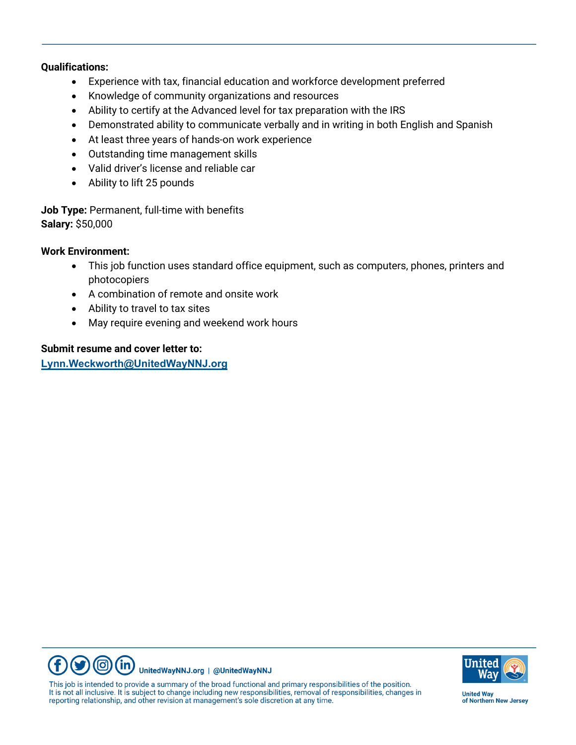**Qualifications:**

- Experience with tax, financial education and workforce development preferred
- Knowledge of community organizations and resources
- Ability to certify at the Advanced level for tax preparation with the IRS
- Demonstrated ability to communicate verbally and in writing in both English and Spanish
- At least three years of hands-on work experience
- Outstanding time management skills
- Valid driver's license and reliable car
- Ability to lift 25 pounds

**Job Type:** Permanent, full-time with benefits
**Salary:** $50,000

**Work Environment:**

- This job function uses standard office equipment, such as computers, phones, printers and photocopiers
- A combination of remote and onsite work
- Ability to travel to tax sites
- May require evening and weekend work hours

**Submit resume and cover letter to:**
[Lynn.Weckworth@UnitedWayNNJ.org](mailto:Lynn.Weckworth@UnitedWayNNJ.org)

UnitedWayNNJ.org | @UnitedWayNNJ

This job is intended to provide a summary of the broad functional and primary responsibilities of the position. It is not all inclusive. It is subject to change including new responsibilities, removal of responsibilities, changes in reporting relationship, and other revision at management's sole discretion at any time.

United Way of Northern New Jersey